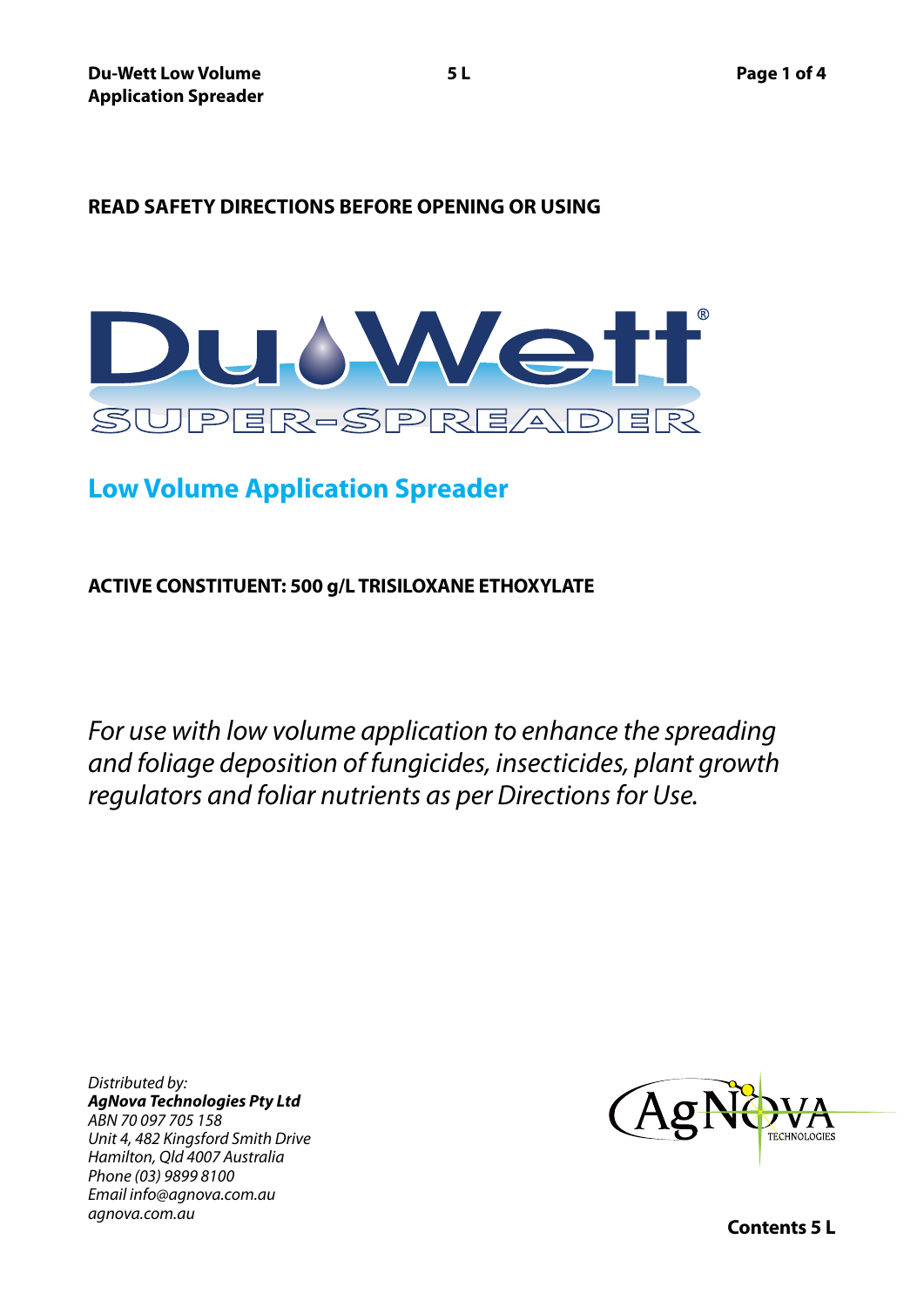**READ SAFETY DIRECTIONS BEFORE OPENING OR USING**

# Du-Wett®

## SUPER-SPREADER

## Low Volume Application Spreader

**ACTIVE CONSTITUENT: 500 g/L TRISILOXANE ETHOXYLATE**

*For use with low volume application to enhance the spreading and foliage deposition of fungicides, insecticides, plant growth regulators and foliar nutrients as per Directions for Use.*

*Distributed by:*
***AgNova Technologies Pty Ltd***
*ABN 70 097 705 158*
*Unit 4, 482 Kingsford Smith Drive*
*Hamilton, Qld 4007 Australia*
*Phone (03) 9899 8100*
*Email info@agnova.com.au*
*agnova.com.au*

AgNova TECHNOLOGIES

**Contents 5 L**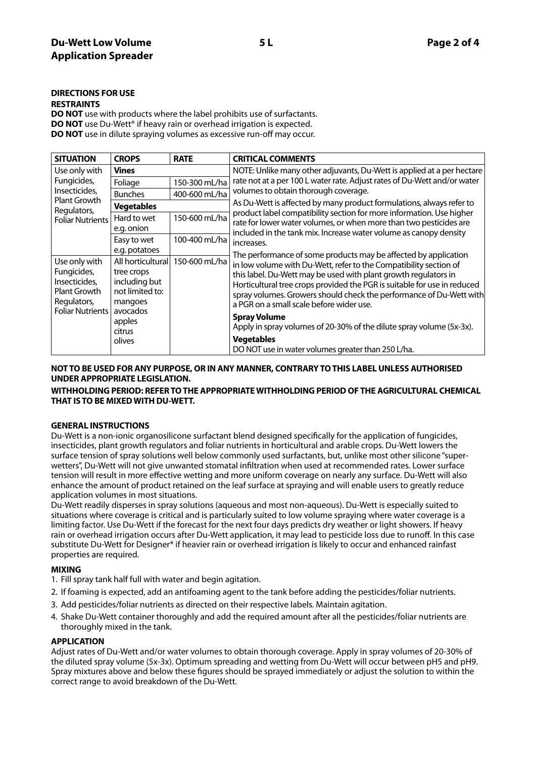## DIRECTIONS FOR USE

### RESTRAINTS

**DO NOT** use with products where the label prohibits use of surfactants.
**DO NOT** use Du-Wett® if heavy rain or overhead irrigation is expected.
**DO NOT** use in dilute spraying volumes as excessive run-off may occur.

| SITUATION | CROPS | RATE | CRITICAL COMMENTS |
|---|---|---|---|
| Use only with Fungicides, Insecticides, Plant Growth Regulators, Foliar Nutrients | **Vines** | | NOTE: Unlike many other adjuvants, Du-Wett is applied at a per hectare rate not at a per 100 L water rate. Adjust rates of Du-Wett and/or water volumes to obtain thorough coverage.<br>As Du-Wett is affected by many product formulations, always refer to product label compatibility section for more information. Use higher rate for lower water volumes, or when more than two pesticides are included in the tank mix. Increase water volume as canopy density increases.<br>The performance of some products may be affected by application in low volume with Du-Wett, refer to the Compatibility section of this label. Du-Wett may be used with plant growth regulators in Horticultural tree crops provided the PGR is suitable for use in reduced spray volumes. Growers should check the performance of Du-Wett with a PGR on a small scale before wider use.<br>**Spray Volume**<br>Apply in spray volumes of 20-30% of the dilute spray volume (5x-3x).<br>**Vegetables**<br>DO NOT use in water volumes greater than 250 L/ha. |
| | Foliage | 150-300 mL/ha | |
| | Bunches | 400-600 mL/ha | |
| | **Vegetables** | | |
| | Hard to wet e.g. onion | 150-600 mL/ha | |
| | Easy to wet e.g. potatoes | 100-400 mL/ha | |
| Use only with Fungicides, Insecticides, Plant Growth Regulators, Foliar Nutrients | All horticultural tree crops including but not limited to: mangoes avocados apples citrus olives | 150-600 mL/ha | |

**NOT TO BE USED FOR ANY PURPOSE, OR IN ANY MANNER, CONTRARY TO THIS LABEL UNLESS AUTHORISED UNDER APPROPRIATE LEGISLATION.**

**WITHHOLDING PERIOD: REFER TO THE APPROPRIATE WITHHOLDING PERIOD OF THE AGRICULTURAL CHEMICAL THAT IS TO BE MIXED WITH DU-WETT.**

### GENERAL INSTRUCTIONS

Du-Wett is a non-ionic organosilicone surfactant blend designed specifically for the application of fungicides, insecticides, plant growth regulators and foliar nutrients in horticultural and arable crops. Du-Wett lowers the surface tension of spray solutions well below commonly used surfactants, but, unlike most other silicone "super-wetters", Du-Wett will not give unwanted stomatal infiltration when used at recommended rates. Lower surface tension will result in more effective wetting and more uniform coverage on nearly any surface. Du-Wett will also enhance the amount of product retained on the leaf surface at spraying and will enable users to greatly reduce application volumes in most situations.

Du-Wett readily disperses in spray solutions (aqueous and most non-aqueous). Du-Wett is especially suited to situations where coverage is critical and is particularly suited to low volume spraying where water coverage is a limiting factor. Use Du-Wett if the forecast for the next four days predicts dry weather or light showers. If heavy rain or overhead irrigation occurs after Du-Wett application, it may lead to pesticide loss due to runoff. In this case substitute Du-Wett for Designer* if heavier rain or overhead irrigation is likely to occur and enhanced rainfast properties are required.

### MIXING

1. Fill spray tank half full with water and begin agitation.
2. If foaming is expected, add an antifoaming agent to the tank before adding the pesticides/foliar nutrients.
3. Add pesticides/foliar nutrients as directed on their respective labels. Maintain agitation.
4. Shake Du-Wett container thoroughly and add the required amount after all the pesticides/foliar nutrients are thoroughly mixed in the tank.

### APPLICATION

Adjust rates of Du-Wett and/or water volumes to obtain thorough coverage. Apply in spray volumes of 20-30% of the diluted spray volume (5x-3x). Optimum spreading and wetting from Du-Wett will occur between pH5 and pH9. Spray mixtures above and below these figures should be sprayed immediately or adjust the solution to within the correct range to avoid breakdown of the Du-Wett.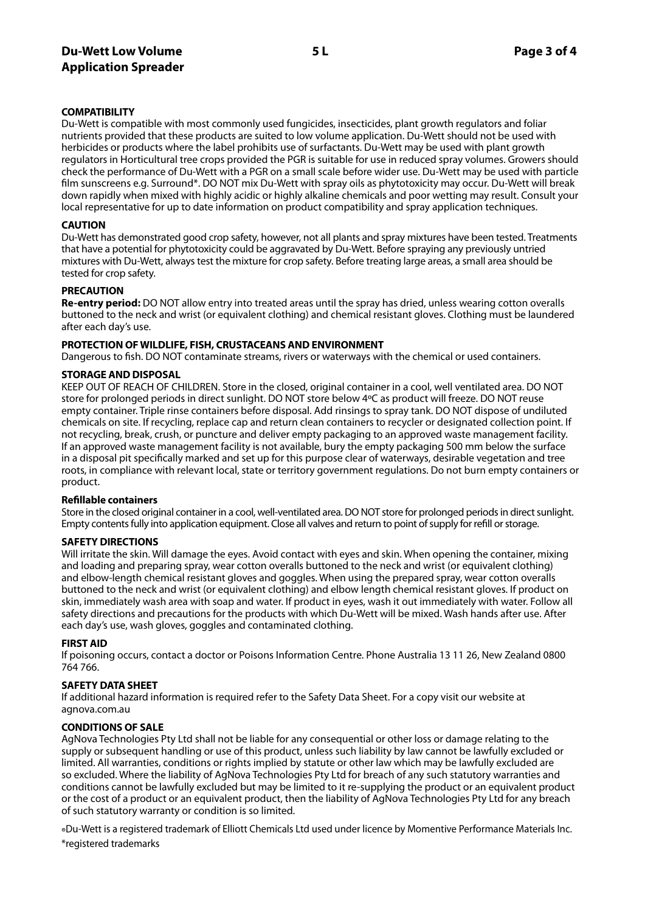## COMPATIBILITY

Du-Wett is compatible with most commonly used fungicides, insecticides, plant growth regulators and foliar nutrients provided that these products are suited to low volume application. Du-Wett should not be used with herbicides or products where the label prohibits use of surfactants. Du-Wett may be used with plant growth regulators in Horticultural tree crops provided the PGR is suitable for use in reduced spray volumes. Growers should check the performance of Du-Wett with a PGR on a small scale before wider use. Du-Wett may be used with particle film sunscreens e.g. Surround*. DO NOT mix Du-Wett with spray oils as phytotoxicity may occur. Du-Wett will break down rapidly when mixed with highly acidic or highly alkaline chemicals and poor wetting may result. Consult your local representative for up to date information on product compatibility and spray application techniques.

## CAUTION

Du-Wett has demonstrated good crop safety, however, not all plants and spray mixtures have been tested. Treatments that have a potential for phytotoxicity could be aggravated by Du-Wett. Before spraying any previously untried mixtures with Du-Wett, always test the mixture for crop safety. Before treating large areas, a small area should be tested for crop safety.

## PRECAUTION

**Re-entry period:** DO NOT allow entry into treated areas until the spray has dried, unless wearing cotton overalls buttoned to the neck and wrist (or equivalent clothing) and chemical resistant gloves. Clothing must be laundered after each day's use.

## PROTECTION OF WILDLIFE, FISH, CRUSTACEANS AND ENVIRONMENT

Dangerous to fish. DO NOT contaminate streams, rivers or waterways with the chemical or used containers.

## STORAGE AND DISPOSAL

KEEP OUT OF REACH OF CHILDREN. Store in the closed, original container in a cool, well ventilated area. DO NOT store for prolonged periods in direct sunlight. DO NOT store below 4ºC as product will freeze. DO NOT reuse empty container. Triple rinse containers before disposal. Add rinsings to spray tank. DO NOT dispose of undiluted chemicals on site. If recycling, replace cap and return clean containers to recycler or designated collection point. If not recycling, break, crush, or puncture and deliver empty packaging to an approved waste management facility. If an approved waste management facility is not available, bury the empty packaging 500 mm below the surface in a disposal pit specifically marked and set up for this purpose clear of waterways, desirable vegetation and tree roots, in compliance with relevant local, state or territory government regulations. Do not burn empty containers or product.

### Refillable containers

Store in the closed original container in a cool, well-ventilated area. DO NOT store for prolonged periods in direct sunlight. Empty contents fully into application equipment. Close all valves and return to point of supply for refill or storage.

## SAFETY DIRECTIONS

Will irritate the skin. Will damage the eyes. Avoid contact with eyes and skin. When opening the container, mixing and loading and preparing spray, wear cotton overalls buttoned to the neck and wrist (or equivalent clothing) and elbow-length chemical resistant gloves and goggles. When using the prepared spray, wear cotton overalls buttoned to the neck and wrist (or equivalent clothing) and elbow length chemical resistant gloves. If product on skin, immediately wash area with soap and water. If product in eyes, wash it out immediately with water. Follow all safety directions and precautions for the products with which Du-Wett will be mixed. Wash hands after use. After each day's use, wash gloves, goggles and contaminated clothing.

## FIRST AID

If poisoning occurs, contact a doctor or Poisons Information Centre. Phone Australia 13 11 26, New Zealand 0800 764 766.

## SAFETY DATA SHEET

If additional hazard information is required refer to the Safety Data Sheet. For a copy visit our website at agnova.com.au

## CONDITIONS OF SALE

AgNova Technologies Pty Ltd shall not be liable for any consequential or other loss or damage relating to the supply or subsequent handling or use of this product, unless such liability by law cannot be lawfully excluded or limited. All warranties, conditions or rights implied by statute or other law which may be lawfully excluded are so excluded. Where the liability of AgNova Technologies Pty Ltd for breach of any such statutory warranties and conditions cannot be lawfully excluded but may be limited to it re-supplying the product or an equivalent product or the cost of a product or an equivalent product, then the liability of AgNova Technologies Pty Ltd for any breach of such statutory warranty or condition is so limited.

®Du-Wett is a registered trademark of Elliott Chemicals Ltd used under licence by Momentive Performance Materials Inc.

*registered trademarks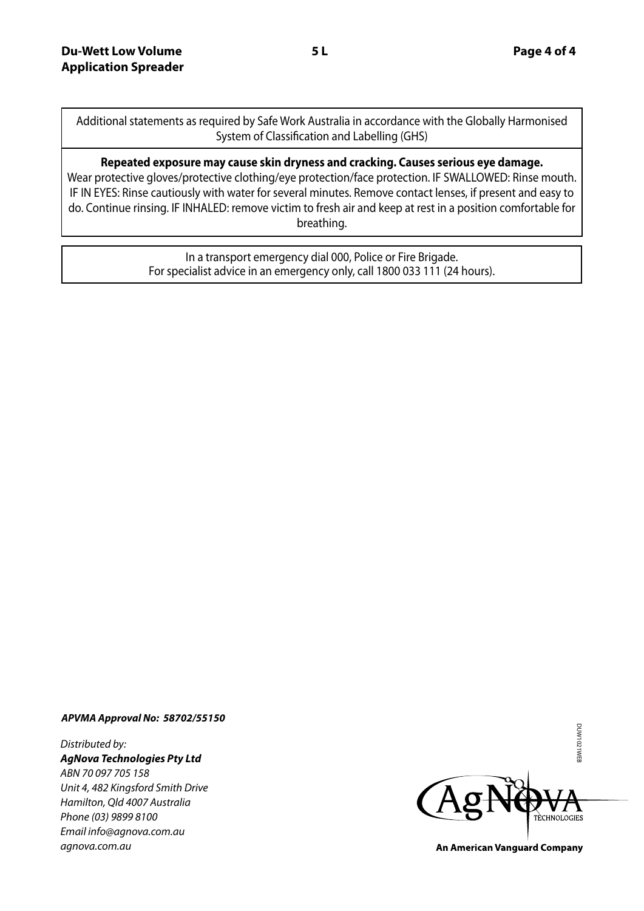Additional statements as required by Safe Work Australia in accordance with the Globally Harmonised System of Classification and Labelling (GHS)

**Repeated exposure may cause skin dryness and cracking. Causes serious eye damage.**

Wear protective gloves/protective clothing/eye protection/face protection. IF SWALLOWED: Rinse mouth. IF IN EYES: Rinse cautiously with water for several minutes. Remove contact lenses, if present and easy to do. Continue rinsing. IF INHALED: remove victim to fresh air and keep at rest in a position comfortable for breathing.

In a transport emergency dial 000, Police or Fire Brigade.
For specialist advice in an emergency only, call 1800 033 111 (24 hours).

***APVMA Approval No: 58702/55150***

*Distributed by:*
***AgNova Technologies Pty Ltd***
*ABN 70 097 705 158*
*Unit 4, 482 Kingsford Smith Drive*
*Hamilton, Qld 4007 Australia*
*Phone (03) 9899 8100*
*Email info@agnova.com.au*
*agnova.com.au*

DUW1021WEB

AgNova TECHNOLOGIES

**An American Vanguard Company**